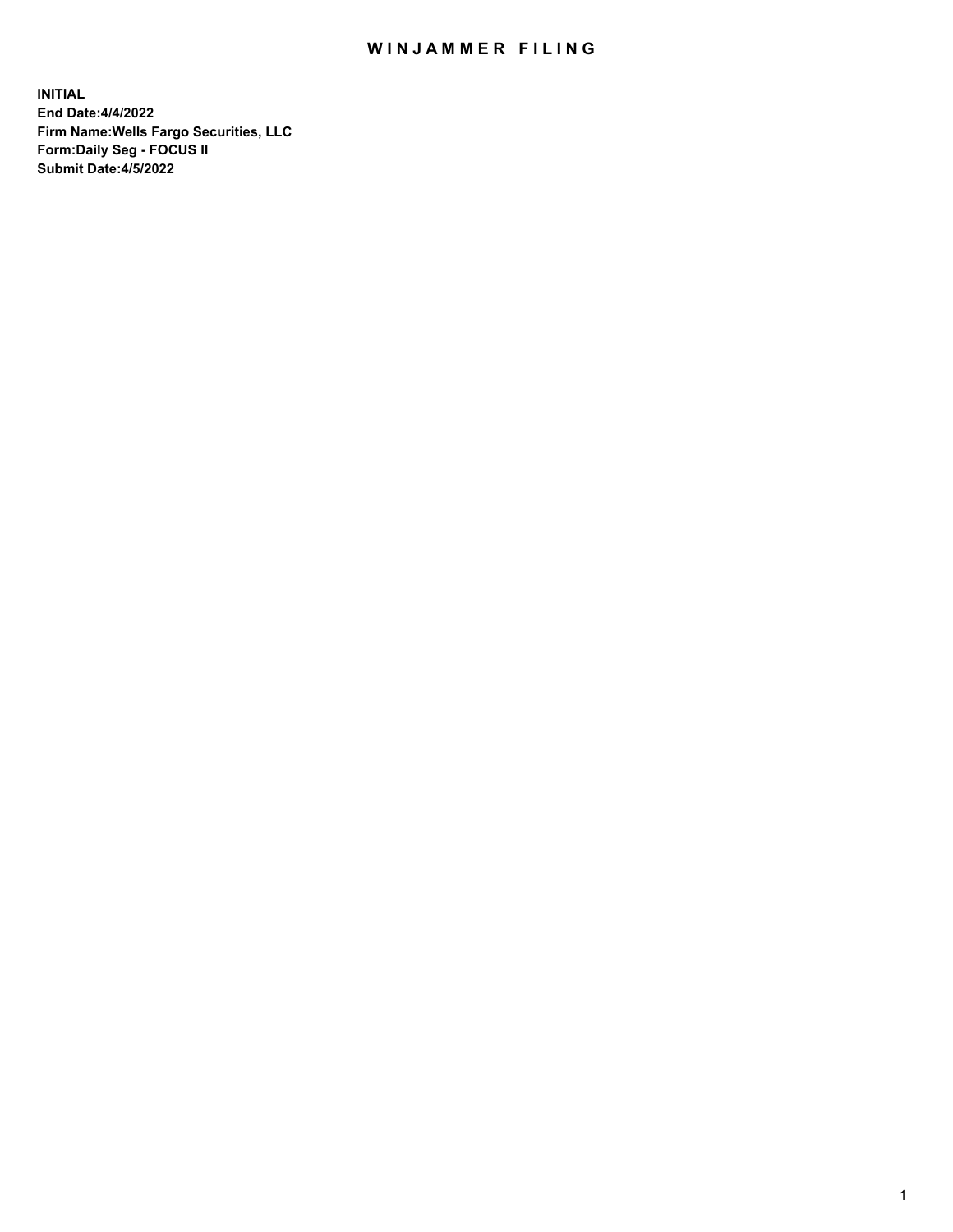# WINJAMMER FILING

**INITIAL**
**End Date:4/4/2022**
**Firm Name:Wells Fargo Securities, LLC**
**Form:Daily Seg - FOCUS II**
**Submit Date:4/5/2022**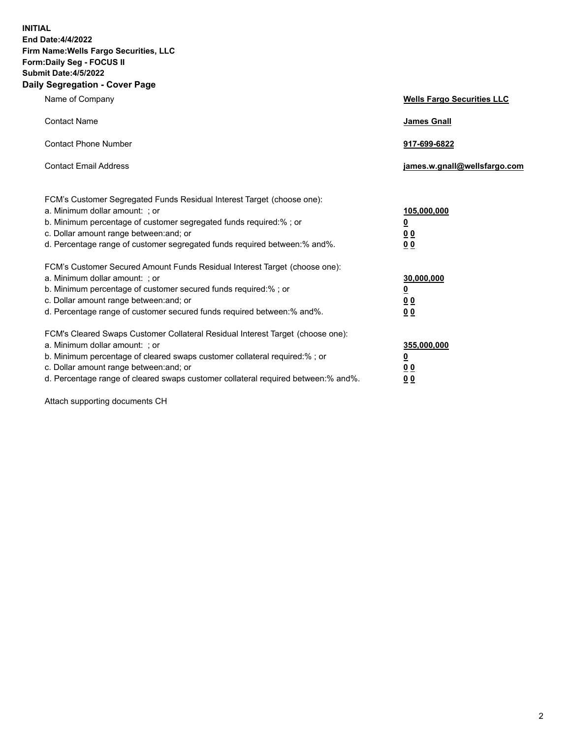**INITIAL**
**End Date:4/4/2022**
**Firm Name:Wells Fargo Securities, LLC**
**Form:Daily Seg - FOCUS II**
**Submit Date:4/5/2022**

## Daily Segregation - Cover Page

| | |
|---|---|
| Name of Company | **Wells Fargo Securities LLC** |
| Contact Name | **James Gnall** |
| Contact Phone Number | **917-699-6822** |
| Contact Email Address | **james.w.gnall@wellsfargo.com** |

| | |
|---|---|
| FCM's Customer Segregated Funds Residual Interest Target (choose one): | |
| a. Minimum dollar amount: ; or | **105,000,000** |
| b. Minimum percentage of customer segregated funds required:% ; or | **0** |
| c. Dollar amount range between:and; or | **0 0** |
| d. Percentage range of customer segregated funds required between:% and%. | **0 0** |
| FCM's Customer Secured Amount Funds Residual Interest Target (choose one): | |
| a. Minimum dollar amount: ; or | **30,000,000** |
| b. Minimum percentage of customer secured funds required:% ; or | **0** |
| c. Dollar amount range between:and; or | **0 0** |
| d. Percentage range of customer secured funds required between:% and%. | **0 0** |
| FCM's Cleared Swaps Customer Collateral Residual Interest Target (choose one): | |
| a. Minimum dollar amount: ; or | **355,000,000** |
| b. Minimum percentage of cleared swaps customer collateral required:% ; or | **0** |
| c. Dollar amount range between:and; or | **0 0** |
| d. Percentage range of cleared swaps customer collateral required between:% and%. | **0 0** |

Attach supporting documents CH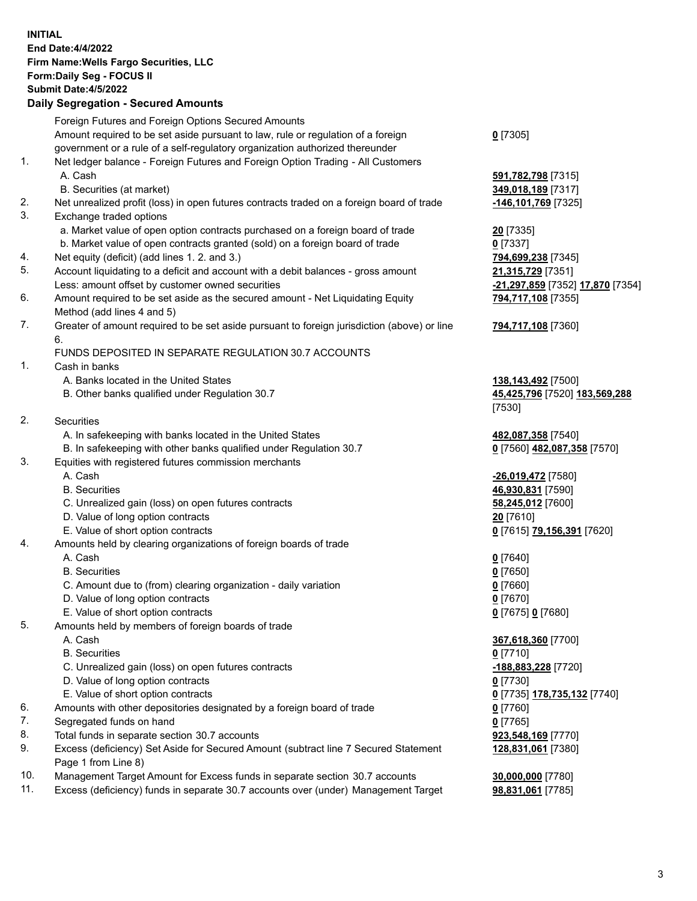**INITIAL**
**End Date:4/4/2022**
**Firm Name:Wells Fargo Securities, LLC**
**Form:Daily Seg - FOCUS II**
**Submit Date:4/5/2022**

## Daily Segregation - Secured Amounts

| | | |
|---|---|---|
| | Foreign Futures and Foreign Options Secured Amounts | |
| | Amount required to be set aside pursuant to law, rule or regulation of a foreign government or a rule of a self-regulatory organization authorized thereunder | **0** [7305] |
| 1. | Net ledger balance - Foreign Futures and Foreign Option Trading - All Customers | |
| | A. Cash | **591,782,798** [7315] |
| | B. Securities (at market) | **349,018,189** [7317] |
| 2. | Net unrealized profit (loss) in open futures contracts traded on a foreign board of trade | **-146,101,769** [7325] |
| 3. | Exchange traded options | |
| | a. Market value of open option contracts purchased on a foreign board of trade | **20** [7335] |
| | b. Market value of open contracts granted (sold) on a foreign board of trade | **0** [7337] |
| 4. | Net equity (deficit) (add lines 1. 2. and 3.) | **794,699,238** [7345] |
| 5. | Account liquidating to a deficit and account with a debit balances - gross amount | **21,315,729** [7351] |
| | Less: amount offset by customer owned securities | **-21,297,859** [7352] **17,870** [7354] |
| 6. | Amount required to be set aside as the secured amount - Net Liquidating Equity Method (add lines 4 and 5) | **794,717,108** [7355] |
| 7. | Greater of amount required to be set aside pursuant to foreign jurisdiction (above) or line 6. | **794,717,108** [7360] |
| | FUNDS DEPOSITED IN SEPARATE REGULATION 30.7 ACCOUNTS | |
| 1. | Cash in banks | |
| | A. Banks located in the United States | **138,143,492** [7500] |
| | B. Other banks qualified under Regulation 30.7 | **45,425,796** [7520] **183,569,288** [7530] |
| 2. | Securities | |
| | A. In safekeeping with banks located in the United States | **482,087,358** [7540] |
| | B. In safekeeping with other banks qualified under Regulation 30.7 | **0** [7560] **482,087,358** [7570] |
| 3. | Equities with registered futures commission merchants | |
| | A. Cash | **-26,019,472** [7580] |
| | B. Securities | **46,930,831** [7590] |
| | C. Unrealized gain (loss) on open futures contracts | **58,245,012** [7600] |
| | D. Value of long option contracts | **20** [7610] |
| | E. Value of short option contracts | **0** [7615] **79,156,391** [7620] |
| 4. | Amounts held by clearing organizations of foreign boards of trade | |
| | A. Cash | **0** [7640] |
| | B. Securities | **0** [7650] |
| | C. Amount due to (from) clearing organization - daily variation | **0** [7660] |
| | D. Value of long option contracts | **0** [7670] |
| | E. Value of short option contracts | **0** [7675] **0** [7680] |
| 5. | Amounts held by members of foreign boards of trade | |
| | A. Cash | **367,618,360** [7700] |
| | B. Securities | **0** [7710] |
| | C. Unrealized gain (loss) on open futures contracts | **-188,883,228** [7720] |
| | D. Value of long option contracts | **0** [7730] |
| | E. Value of short option contracts | **0** [7735] **178,735,132** [7740] |
| 6. | Amounts with other depositories designated by a foreign board of trade | **0** [7760] |
| 7. | Segregated funds on hand | **0** [7765] |
| 8. | Total funds in separate section 30.7 accounts | **923,548,169** [7770] |
| 9. | Excess (deficiency) Set Aside for Secured Amount (subtract line 7 Secured Statement Page 1 from Line 8) | **128,831,061** [7380] |
| 10. | Management Target Amount for Excess funds in separate section 30.7 accounts | **30,000,000** [7780] |
| 11. | Excess (deficiency) funds in separate 30.7 accounts over (under) Management Target | **98,831,061** [7785] |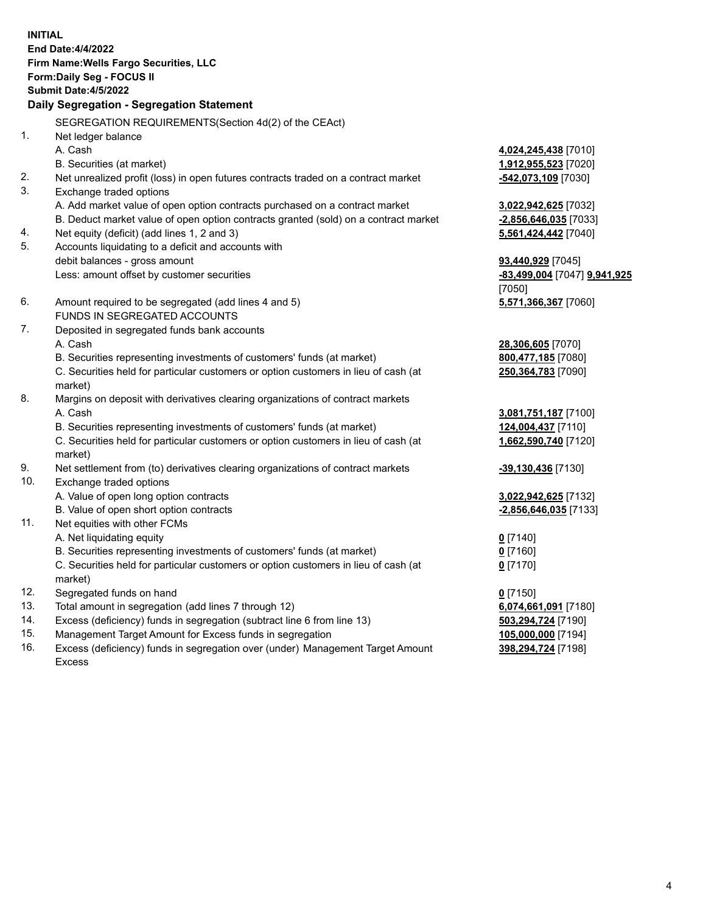**INITIAL**
**End Date:4/4/2022**
**Firm Name:Wells Fargo Securities, LLC**
**Form:Daily Seg - FOCUS II**
**Submit Date:4/5/2022**

## Daily Segregation - Segregation Statement

SEGREGATION REQUIREMENTS(Section 4d(2) of the CEAct)

| | | |
|---|---|---|
| 1. | Net ledger balance | |
| | A. Cash | **4,024,245,438** [7010] |
| | B. Securities (at market) | **1,912,955,523** [7020] |
| 2. | Net unrealized profit (loss) in open futures contracts traded on a contract market | **-542,073,109** [7030] |
| 3. | Exchange traded options | |
| | A. Add market value of open option contracts purchased on a contract market | **3,022,942,625** [7032] |
| | B. Deduct market value of open option contracts granted (sold) on a contract market | **-2,856,646,035** [7033] |
| 4. | Net equity (deficit) (add lines 1, 2 and 3) | **5,561,424,442** [7040] |
| 5. | Accounts liquidating to a deficit and accounts with debit balances - gross amount | **93,440,929** [7045] |
| | Less: amount offset by customer securities | **-83,499,004** [7047] **9,941,925** [7050] |
| 6. | Amount required to be segregated (add lines 4 and 5) | **5,571,366,367** [7060] |
| | FUNDS IN SEGREGATED ACCOUNTS | |
| 7. | Deposited in segregated funds bank accounts | |
| | A. Cash | **28,306,605** [7070] |
| | B. Securities representing investments of customers' funds (at market) | **800,477,185** [7080] |
| | C. Securities held for particular customers or option customers in lieu of cash (at market) | **250,364,783** [7090] |
| 8. | Margins on deposit with derivatives clearing organizations of contract markets | |
| | A. Cash | **3,081,751,187** [7100] |
| | B. Securities representing investments of customers' funds (at market) | **124,004,437** [7110] |
| | C. Securities held for particular customers or option customers in lieu of cash (at market) | **1,662,590,740** [7120] |
| 9. | Net settlement from (to) derivatives clearing organizations of contract markets | **-39,130,436** [7130] |
| 10. | Exchange traded options | |
| | A. Value of open long option contracts | **3,022,942,625** [7132] |
| | B. Value of open short option contracts | **-2,856,646,035** [7133] |
| 11. | Net equities with other FCMs | |
| | A. Net liquidating equity | **0** [7140] |
| | B. Securities representing investments of customers' funds (at market) | **0** [7160] |
| | C. Securities held for particular customers or option customers in lieu of cash (at market) | **0** [7170] |
| 12. | Segregated funds on hand | **0** [7150] |
| 13. | Total amount in segregation (add lines 7 through 12) | **6,074,661,091** [7180] |
| 14. | Excess (deficiency) funds in segregation (subtract line 6 from line 13) | **503,294,724** [7190] |
| 15. | Management Target Amount for Excess funds in segregation | **105,000,000** [7194] |
| 16. | Excess (deficiency) funds in segregation over (under) Management Target Amount Excess | **398,294,724** [7198] |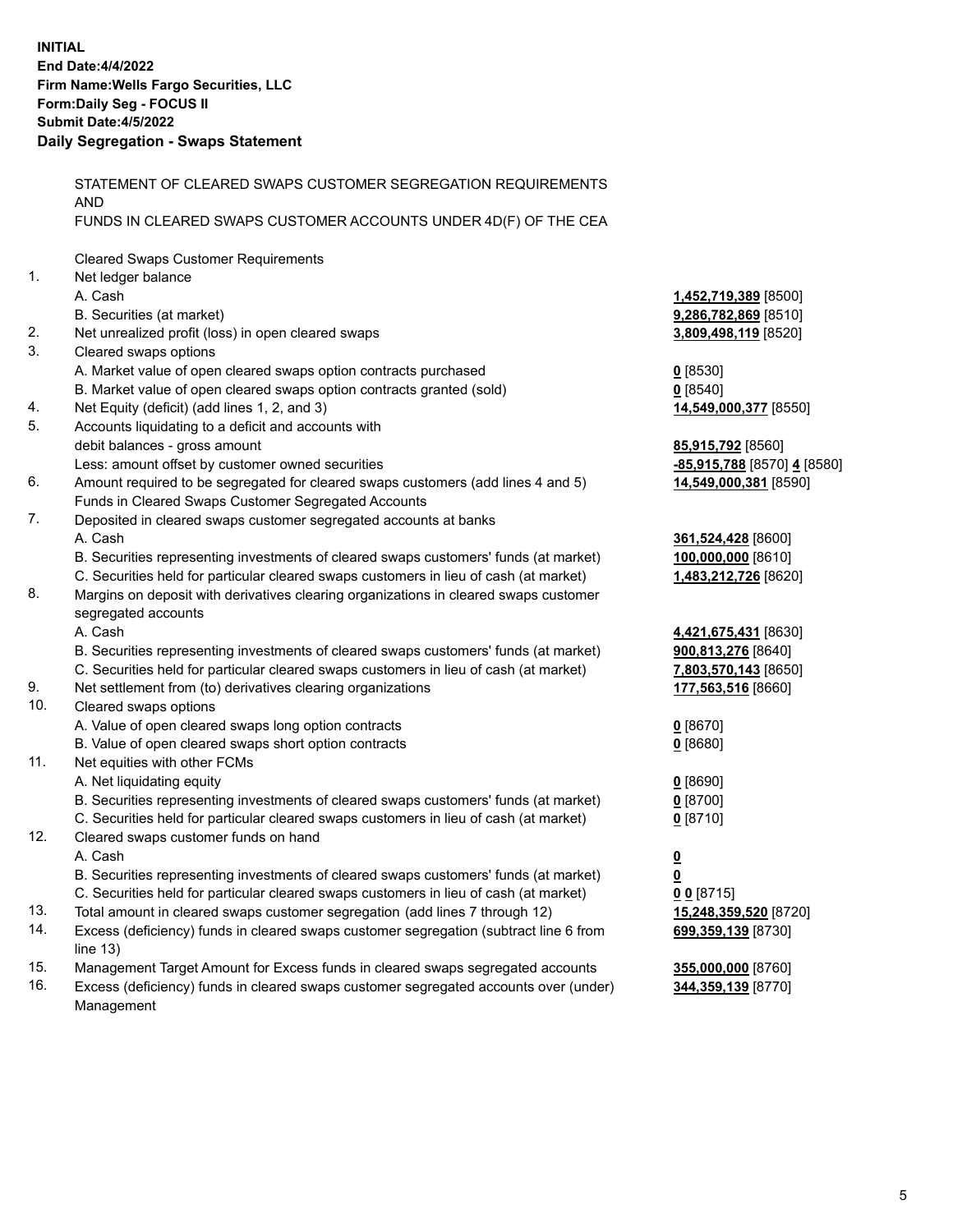**INITIAL**
**End Date:4/4/2022**
**Firm Name:Wells Fargo Securities, LLC**
**Form:Daily Seg - FOCUS II**
**Submit Date:4/5/2022**
**Daily Segregation - Swaps Statement**

STATEMENT OF CLEARED SWAPS CUSTOMER SEGREGATION REQUIREMENTS AND FUNDS IN CLEARED SWAPS CUSTOMER ACCOUNTS UNDER 4D(F) OF THE CEA

| | | |
|---|---|---|
| | Cleared Swaps Customer Requirements | |
| 1. | Net ledger balance | |
| | A. Cash | **1,452,719,389** [8500] |
| | B. Securities (at market) | **9,286,782,869** [8510] |
| 2. | Net unrealized profit (loss) in open cleared swaps | **3,809,498,119** [8520] |
| 3. | Cleared swaps options | |
| | A. Market value of open cleared swaps option contracts purchased | **0** [8530] |
| | B. Market value of open cleared swaps option contracts granted (sold) | **0** [8540] |
| 4. | Net Equity (deficit) (add lines 1, 2, and 3) | **14,549,000,377** [8550] |
| 5. | Accounts liquidating to a deficit and accounts with debit balances - gross amount | **85,915,792** [8560] |
| | Less: amount offset by customer owned securities | **-85,915,788** [8570] **4** [8580] |
| 6. | Amount required to be segregated for cleared swaps customers (add lines 4 and 5) | **14,549,000,381** [8590] |
| | Funds in Cleared Swaps Customer Segregated Accounts | |
| 7. | Deposited in cleared swaps customer segregated accounts at banks | |
| | A. Cash | **361,524,428** [8600] |
| | B. Securities representing investments of cleared swaps customers' funds (at market) | **100,000,000** [8610] |
| | C. Securities held for particular cleared swaps customers in lieu of cash (at market) | **1,483,212,726** [8620] |
| 8. | Margins on deposit with derivatives clearing organizations in cleared swaps customer segregated accounts | |
| | A. Cash | **4,421,675,431** [8630] |
| | B. Securities representing investments of cleared swaps customers' funds (at market) | **900,813,276** [8640] |
| | C. Securities held for particular cleared swaps customers in lieu of cash (at market) | **7,803,570,143** [8650] |
| 9. | Net settlement from (to) derivatives clearing organizations | **177,563,516** [8660] |
| 10. | Cleared swaps options | |
| | A. Value of open cleared swaps long option contracts | **0** [8670] |
| | B. Value of open cleared swaps short option contracts | **0** [8680] |
| 11. | Net equities with other FCMs | |
| | A. Net liquidating equity | **0** [8690] |
| | B. Securities representing investments of cleared swaps customers' funds (at market) | **0** [8700] |
| | C. Securities held for particular cleared swaps customers in lieu of cash (at market) | **0** [8710] |
| 12. | Cleared swaps customer funds on hand | |
| | A. Cash | **0** |
| | B. Securities representing investments of cleared swaps customers' funds (at market) | **0** |
| | C. Securities held for particular cleared swaps customers in lieu of cash (at market) | **0** **0** [8715] |
| 13. | Total amount in cleared swaps customer segregation (add lines 7 through 12) | **15,248,359,520** [8720] |
| 14. | Excess (deficiency) funds in cleared swaps customer segregation (subtract line 6 from line 13) | **699,359,139** [8730] |
| 15. | Management Target Amount for Excess funds in cleared swaps segregated accounts | **355,000,000** [8760] |
| 16. | Excess (deficiency) funds in cleared swaps customer segregated accounts over (under) Management | **344,359,139** [8770] |